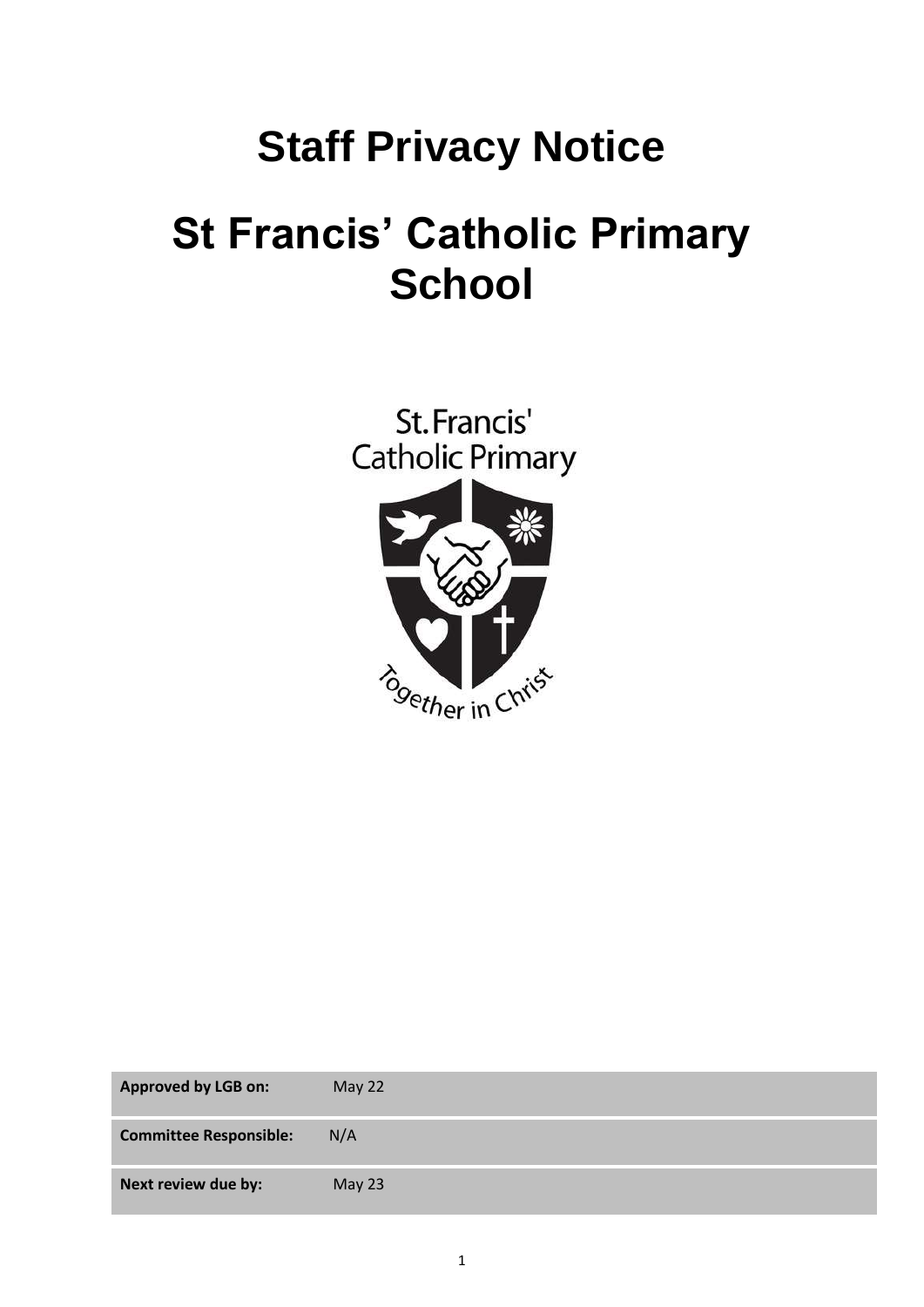# Staff Privacy Notice

# St Francis' Catholic Primary School

St.Francis' Catholic Primary

Together in Christ

| Approved by LGB on: | May 22 |
| --- | --- |
| Committee Responsible: | N/A |
| Next review due by: | May 23 |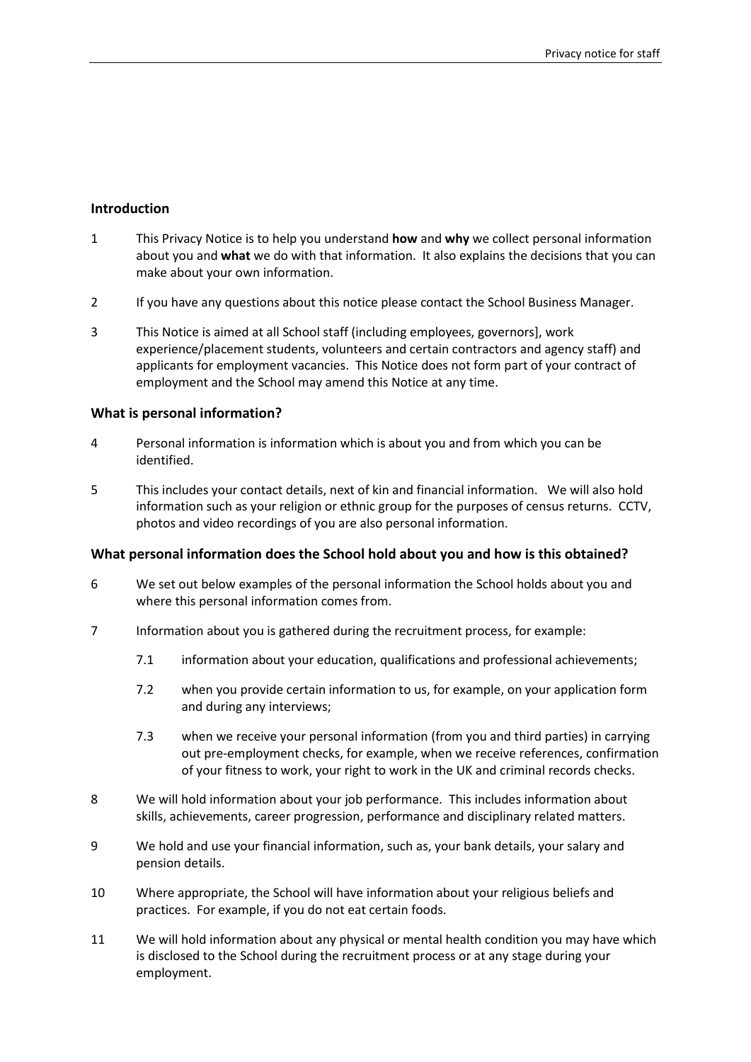## Introduction

1 This Privacy Notice is to help you understand **how** and **why** we collect personal information about you and **what** we do with that information. It also explains the decisions that you can make about your own information.

2 If you have any questions about this notice please contact the School Business Manager.

3 This Notice is aimed at all School staff (including employees, governors], work experience/placement students, volunteers and certain contractors and agency staff) and applicants for employment vacancies. This Notice does not form part of your contract of employment and the School may amend this Notice at any time.

## What is personal information?

4 Personal information is information which is about you and from which you can be identified.

5 This includes your contact details, next of kin and financial information. We will also hold information such as your religion or ethnic group for the purposes of census returns. CCTV, photos and video recordings of you are also personal information.

## What personal information does the School hold about you and how is this obtained?

6 We set out below examples of the personal information the School holds about you and where this personal information comes from.

7 Information about you is gathered during the recruitment process, for example:

7.1 information about your education, qualifications and professional achievements;

7.2 when you provide certain information to us, for example, on your application form and during any interviews;

7.3 when we receive your personal information (from you and third parties) in carrying out pre-employment checks, for example, when we receive references, confirmation of your fitness to work, your right to work in the UK and criminal records checks.

8 We will hold information about your job performance. This includes information about skills, achievements, career progression, performance and disciplinary related matters.

9 We hold and use your financial information, such as, your bank details, your salary and pension details.

10 Where appropriate, the School will have information about your religious beliefs and practices. For example, if you do not eat certain foods.

11 We will hold information about any physical or mental health condition you may have which is disclosed to the School during the recruitment process or at any stage during your employment.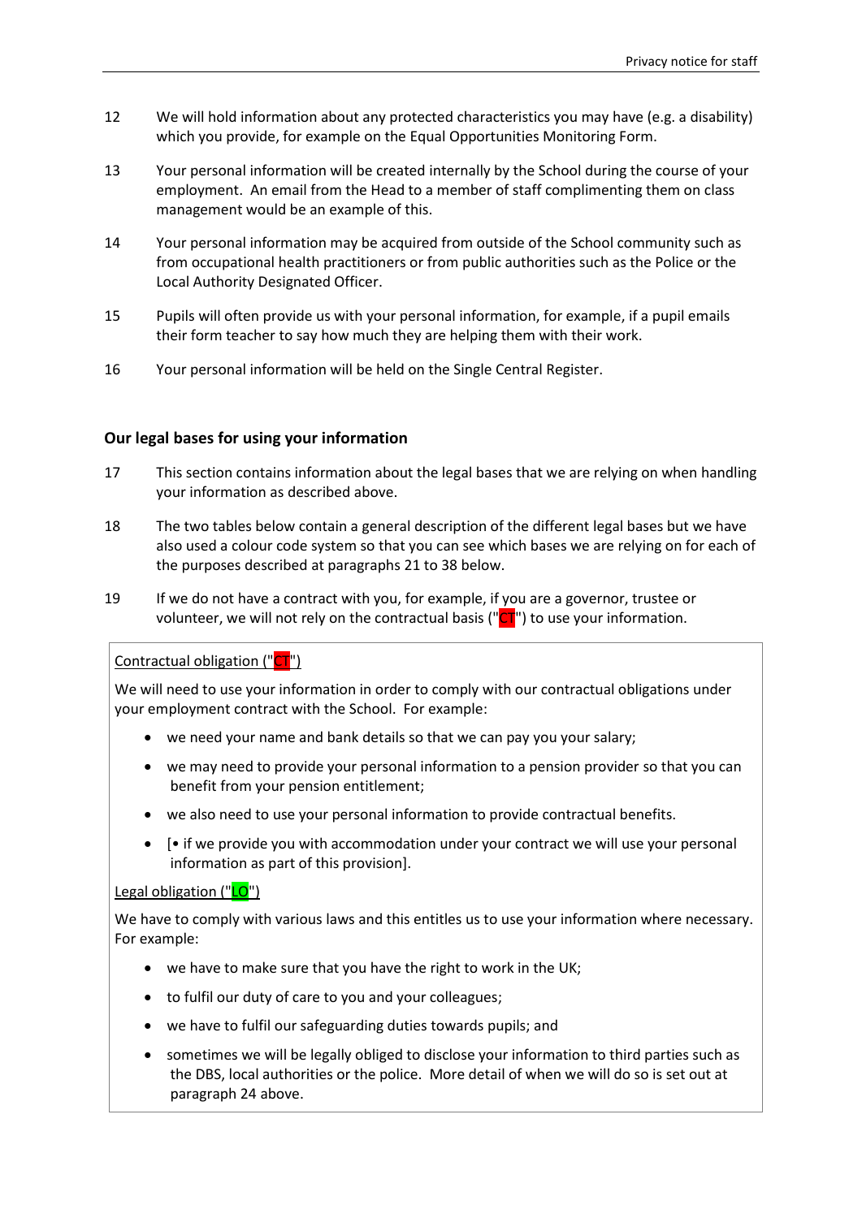12 We will hold information about any protected characteristics you may have (e.g. a disability) which you provide, for example on the Equal Opportunities Monitoring Form.

13 Your personal information will be created internally by the School during the course of your employment. An email from the Head to a member of staff complimenting them on class management would be an example of this.

14 Your personal information may be acquired from outside of the School community such as from occupational health practitioners or from public authorities such as the Police or the Local Authority Designated Officer.

15 Pupils will often provide us with your personal information, for example, if a pupil emails their form teacher to say how much they are helping them with their work.

16 Your personal information will be held on the Single Central Register.

### Our legal bases for using your information

17 This section contains information about the legal bases that we are relying on when handling your information as described above.

18 The two tables below contain a general description of the different legal bases but we have also used a colour code system so that you can see which bases we are relying on for each of the purposes described at paragraphs 21 to 38 below.

19 If we do not have a contract with you, for example, if you are a governor, trustee or volunteer, we will not rely on the contractual basis ("CT") to use your information.

Contractual obligation ("CT")

We will need to use your information in order to comply with our contractual obligations under your employment contract with the School. For example:

- we need your name and bank details so that we can pay you your salary;
- we may need to provide your personal information to a pension provider so that you can benefit from your pension entitlement;
- we also need to use your personal information to provide contractual benefits.
- [• if we provide you with accommodation under your contract we will use your personal information as part of this provision].

Legal obligation ("LO")

We have to comply with various laws and this entitles us to use your information where necessary. For example:

- we have to make sure that you have the right to work in the UK;
- to fulfil our duty of care to you and your colleagues;
- we have to fulfil our safeguarding duties towards pupils; and
- sometimes we will be legally obliged to disclose your information to third parties such as the DBS, local authorities or the police. More detail of when we will do so is set out at paragraph 24 above.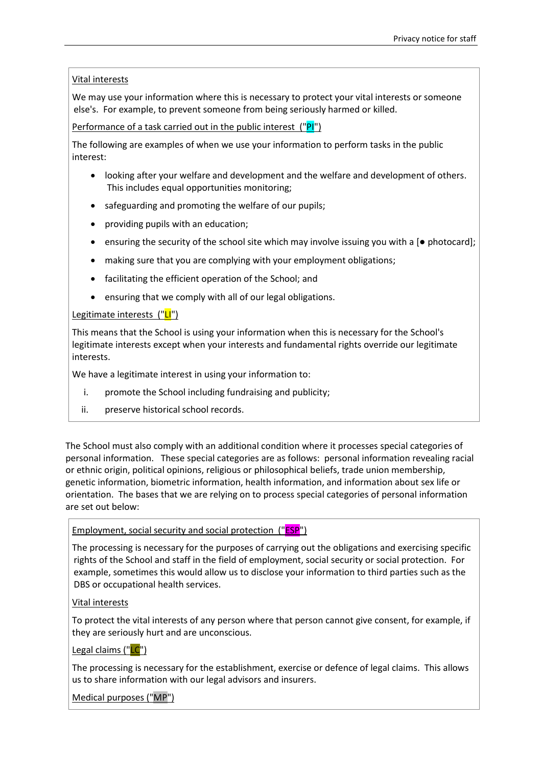Vital interests

We may use your information where this is necessary to protect your vital interests or someone else's. For example, to prevent someone from being seriously harmed or killed.

Performance of a task carried out in the public interest ("PI")

The following are examples of when we use your information to perform tasks in the public interest:

- looking after your welfare and development and the welfare and development of others. This includes equal opportunities monitoring;
- safeguarding and promoting the welfare of our pupils;
- providing pupils with an education;
- ensuring the security of the school site which may involve issuing you with a [● photocard];
- making sure that you are complying with your employment obligations;
- facilitating the efficient operation of the School; and
- ensuring that we comply with all of our legal obligations.

Legitimate interests ("LI")

This means that the School is using your information when this is necessary for the School's legitimate interests except when your interests and fundamental rights override our legitimate interests.

We have a legitimate interest in using your information to:

i. promote the School including fundraising and publicity;
ii. preserve historical school records.

The School must also comply with an additional condition where it processes special categories of personal information. These special categories are as follows: personal information revealing racial or ethnic origin, political opinions, religious or philosophical beliefs, trade union membership, genetic information, biometric information, health information, and information about sex life or orientation. The bases that we are relying on to process special categories of personal information are set out below:

Employment, social security and social protection ("ESP")

The processing is necessary for the purposes of carrying out the obligations and exercising specific rights of the School and staff in the field of employment, social security or social protection. For example, sometimes this would allow us to disclose your information to third parties such as the DBS or occupational health services.

Vital interests

To protect the vital interests of any person where that person cannot give consent, for example, if they are seriously hurt and are unconscious.

Legal claims ("LC")

The processing is necessary for the establishment, exercise or defence of legal claims. This allows us to share information with our legal advisors and insurers.

Medical purposes ("MP")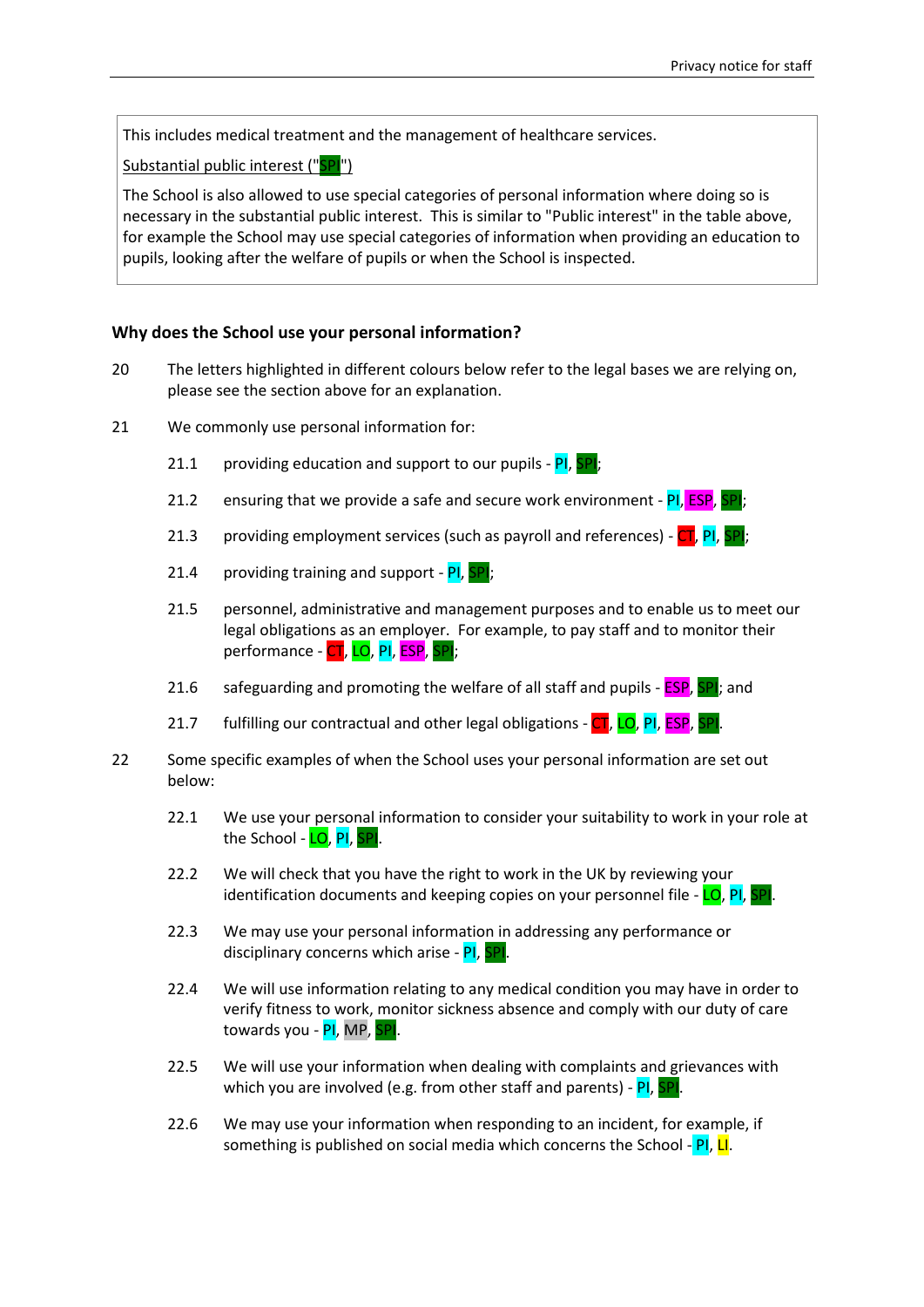This includes medical treatment and the management of healthcare services.

Substantial public interest ("SPI")

The School is also allowed to use special categories of personal information where doing so is necessary in the substantial public interest. This is similar to "Public interest" in the table above, for example the School may use special categories of information when providing an education to pupils, looking after the welfare of pupils or when the School is inspected.

## Why does the School use your personal information?

20 The letters highlighted in different colours below refer to the legal bases we are relying on, please see the section above for an explanation.

21 We commonly use personal information for:

21.1 providing education and support to our pupils - PI, SPI;

21.2 ensuring that we provide a safe and secure work environment - PI, ESP, SPI;

21.3 providing employment services (such as payroll and references) - CT, PI, SPI;

21.4 providing training and support - PI, SPI;

21.5 personnel, administrative and management purposes and to enable us to meet our legal obligations as an employer. For example, to pay staff and to monitor their performance - CT, LO, PI, ESP, SPI;

21.6 safeguarding and promoting the welfare of all staff and pupils - ESP, SPI; and

21.7 fulfilling our contractual and other legal obligations - CT, LO, PI, ESP, SPI.

22 Some specific examples of when the School uses your personal information are set out below:

22.1 We use your personal information to consider your suitability to work in your role at the School - LO, PI, SPI.

22.2 We will check that you have the right to work in the UK by reviewing your identification documents and keeping copies on your personnel file - LO, PI, SPI.

22.3 We may use your personal information in addressing any performance or disciplinary concerns which arise - PI, SPI.

22.4 We will use information relating to any medical condition you may have in order to verify fitness to work, monitor sickness absence and comply with our duty of care towards you - PI, MP, SPI.

22.5 We will use your information when dealing with complaints and grievances with which you are involved (e.g. from other staff and parents) - PI, SPI.

22.6 We may use your information when responding to an incident, for example, if something is published on social media which concerns the School - PI, LI.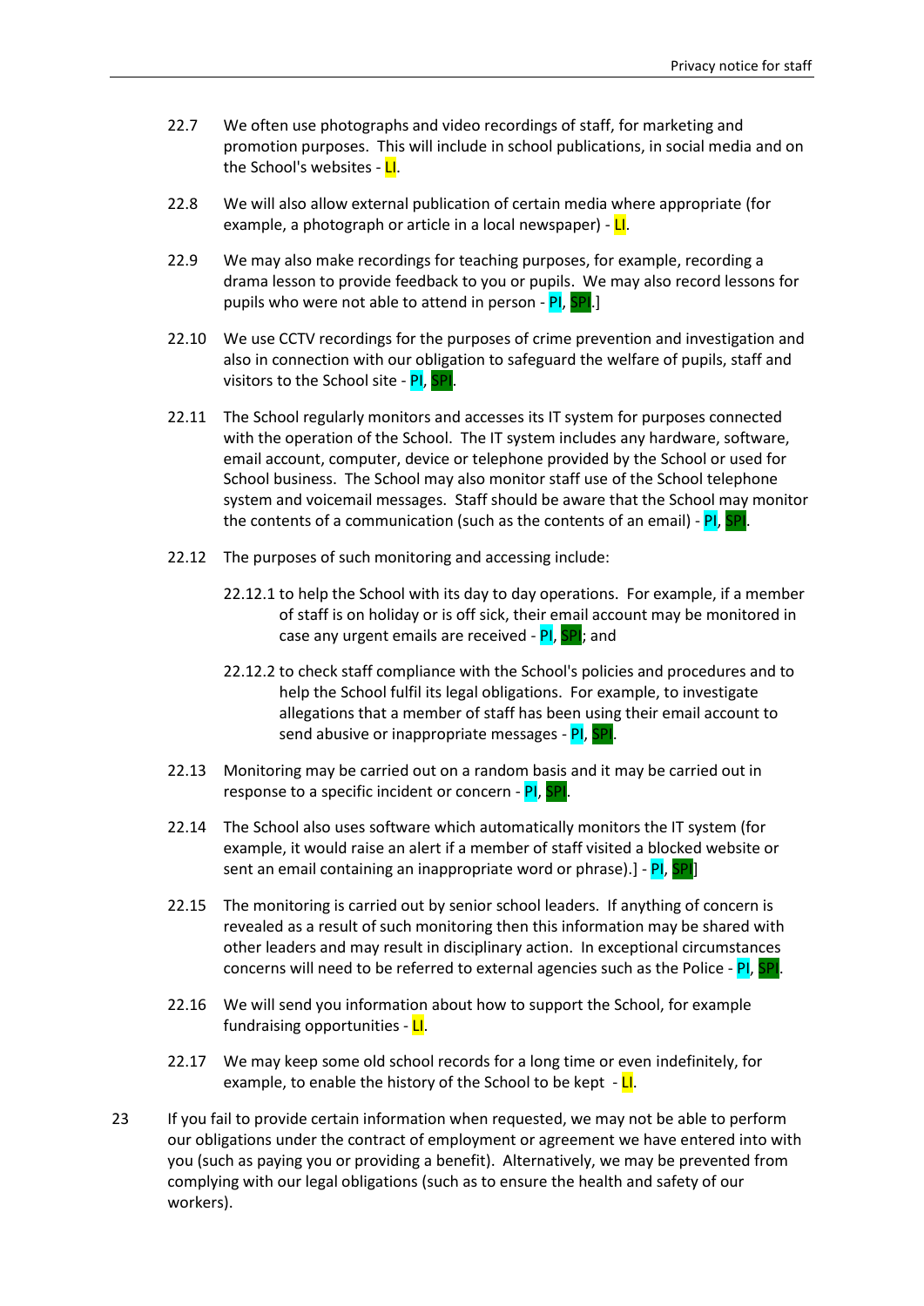22.7 We often use photographs and video recordings of staff, for marketing and promotion purposes. This will include in school publications, in social media and on the School's websites - LI.

22.8 We will also allow external publication of certain media where appropriate (for example, a photograph or article in a local newspaper) - LI.

22.9 We may also make recordings for teaching purposes, for example, recording a drama lesson to provide feedback to you or pupils. We may also record lessons for pupils who were not able to attend in person - PI, SPI.]

22.10 We use CCTV recordings for the purposes of crime prevention and investigation and also in connection with our obligation to safeguard the welfare of pupils, staff and visitors to the School site - PI, SPI.

22.11 The School regularly monitors and accesses its IT system for purposes connected with the operation of the School. The IT system includes any hardware, software, email account, computer, device or telephone provided by the School or used for School business. The School may also monitor staff use of the School telephone system and voicemail messages. Staff should be aware that the School may monitor the contents of a communication (such as the contents of an email) - PI, SPI.

22.12 The purposes of such monitoring and accessing include:

22.12.1 to help the School with its day to day operations. For example, if a member of staff is on holiday or is off sick, their email account may be monitored in case any urgent emails are received - PI, SPI; and

22.12.2 to check staff compliance with the School's policies and procedures and to help the School fulfil its legal obligations. For example, to investigate allegations that a member of staff has been using their email account to send abusive or inappropriate messages - PI, SPI.

22.13 Monitoring may be carried out on a random basis and it may be carried out in response to a specific incident or concern - PI, SPI.

22.14 The School also uses software which automatically monitors the IT system (for example, it would raise an alert if a member of staff visited a blocked website or sent an email containing an inappropriate word or phrase).] - PI, SPI]

22.15 The monitoring is carried out by senior school leaders. If anything of concern is revealed as a result of such monitoring then this information may be shared with other leaders and may result in disciplinary action. In exceptional circumstances concerns will need to be referred to external agencies such as the Police - PI, SPI.

22.16 We will send you information about how to support the School, for example fundraising opportunities - LI.

22.17 We may keep some old school records for a long time or even indefinitely, for example, to enable the history of the School to be kept - LI.

23 If you fail to provide certain information when requested, we may not be able to perform our obligations under the contract of employment or agreement we have entered into with you (such as paying you or providing a benefit). Alternatively, we may be prevented from complying with our legal obligations (such as to ensure the health and safety of our workers).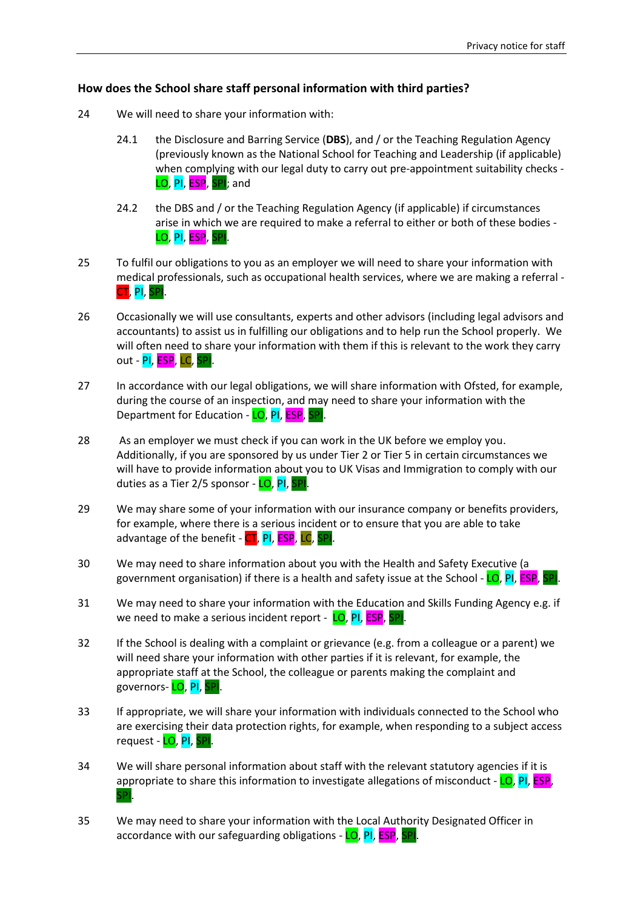### How does the School share staff personal information with third parties?

24 We will need to share your information with:

24.1 the Disclosure and Barring Service (**DBS**), and / or the Teaching Regulation Agency (previously known as the National School for Teaching and Leadership (if applicable) when complying with our legal duty to carry out pre-appointment suitability checks - LO, PI, ESP, SPI; and

24.2 the DBS and / or the Teaching Regulation Agency (if applicable) if circumstances arise in which we are required to make a referral to either or both of these bodies - LO, PI, ESP, SPI.

25 To fulfil our obligations to you as an employer we will need to share your information with medical professionals, such as occupational health services, where we are making a referral - CT, PI, SPI.

26 Occasionally we will use consultants, experts and other advisors (including legal advisors and accountants) to assist us in fulfilling our obligations and to help run the School properly. We will often need to share your information with them if this is relevant to the work they carry out - PI, ESP, LC, SPI.

27 In accordance with our legal obligations, we will share information with Ofsted, for example, during the course of an inspection, and may need to share your information with the Department for Education - LO, PI, ESP, SPI.

28 As an employer we must check if you can work in the UK before we employ you. Additionally, if you are sponsored by us under Tier 2 or Tier 5 in certain circumstances we will have to provide information about you to UK Visas and Immigration to comply with our duties as a Tier 2/5 sponsor - LO, PI, SPI.

29 We may share some of your information with our insurance company or benefits providers, for example, where there is a serious incident or to ensure that you are able to take advantage of the benefit - CT, PI, ESP, LC, SPI.

30 We may need to share information about you with the Health and Safety Executive (a government organisation) if there is a health and safety issue at the School - LO, PI, ESP, SPI.

31 We may need to share your information with the Education and Skills Funding Agency e.g. if we need to make a serious incident report - LO, PI, ESP, SPI.

32 If the School is dealing with a complaint or grievance (e.g. from a colleague or a parent) we will need share your information with other parties if it is relevant, for example, the appropriate staff at the School, the colleague or parents making the complaint and governors- LO, PI, SPI.

33 If appropriate, we will share your information with individuals connected to the School who are exercising their data protection rights, for example, when responding to a subject access request - LO, PI, SPI.

34 We will share personal information about staff with the relevant statutory agencies if it is appropriate to share this information to investigate allegations of misconduct - LO, PI, ESP, SPI.

35 We may need to share your information with the Local Authority Designated Officer in accordance with our safeguarding obligations - LO, PI, ESP, SPI.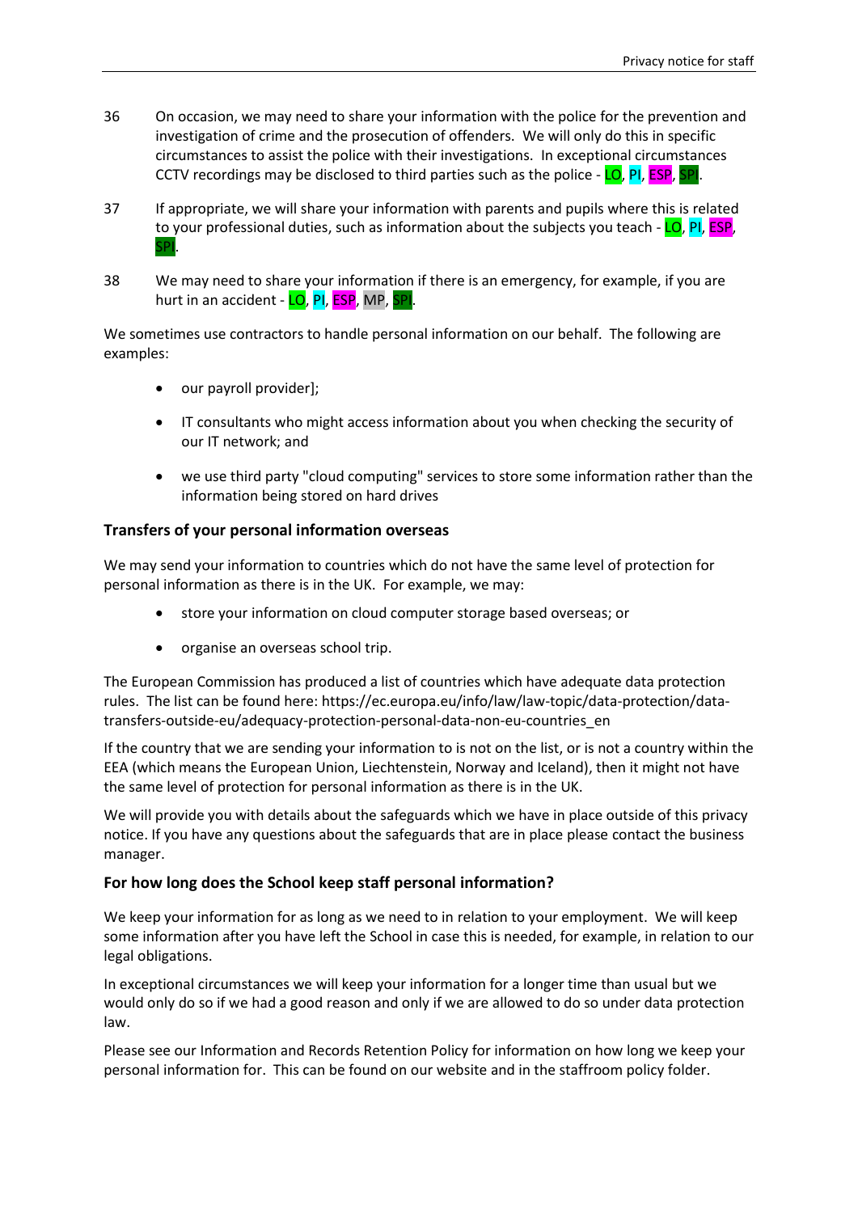36 On occasion, we may need to share your information with the police for the prevention and investigation of crime and the prosecution of offenders. We will only do this in specific circumstances to assist the police with their investigations. In exceptional circumstances CCTV recordings may be disclosed to third parties such as the police - LO, PI, ESP, SPI.

37 If appropriate, we will share your information with parents and pupils where this is related to your professional duties, such as information about the subjects you teach - LO, PI, ESP, SPI.

38 We may need to share your information if there is an emergency, for example, if you are hurt in an accident - LO, PI, ESP, MP, SPI.

We sometimes use contractors to handle personal information on our behalf. The following are examples:

- our payroll provider];
- IT consultants who might access information about you when checking the security of our IT network; and
- we use third party "cloud computing" services to store some information rather than the information being stored on hard drives

### Transfers of your personal information overseas

We may send your information to countries which do not have the same level of protection for personal information as there is in the UK. For example, we may:

- store your information on cloud computer storage based overseas; or
- organise an overseas school trip.

The European Commission has produced a list of countries which have adequate data protection rules. The list can be found here: https://ec.europa.eu/info/law/law-topic/data-protection/data-transfers-outside-eu/adequacy-protection-personal-data-non-eu-countries_en

If the country that we are sending your information to is not on the list, or is not a country within the EEA (which means the European Union, Liechtenstein, Norway and Iceland), then it might not have the same level of protection for personal information as there is in the UK.

We will provide you with details about the safeguards which we have in place outside of this privacy notice. If you have any questions about the safeguards that are in place please contact the business manager.

### For how long does the School keep staff personal information?

We keep your information for as long as we need to in relation to your employment. We will keep some information after you have left the School in case this is needed, for example, in relation to our legal obligations.

In exceptional circumstances we will keep your information for a longer time than usual but we would only do so if we had a good reason and only if we are allowed to do so under data protection law.

Please see our Information and Records Retention Policy for information on how long we keep your personal information for. This can be found on our website and in the staffroom policy folder.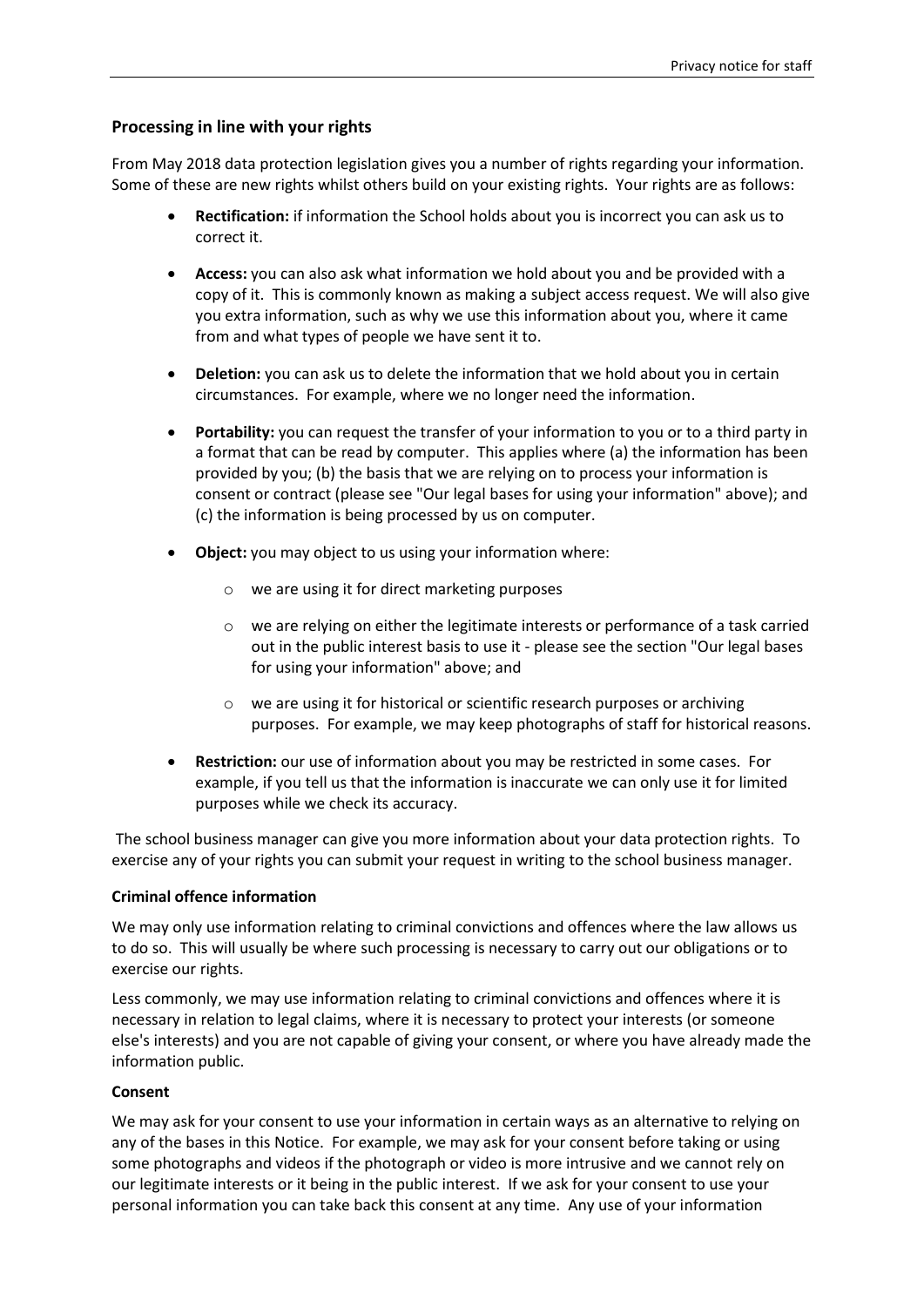## Processing in line with your rights

From May 2018 data protection legislation gives you a number of rights regarding your information. Some of these are new rights whilst others build on your existing rights. Your rights are as follows:

- **Rectification:** if information the School holds about you is incorrect you can ask us to correct it.
- **Access:** you can also ask what information we hold about you and be provided with a copy of it. This is commonly known as making a subject access request. We will also give you extra information, such as why we use this information about you, where it came from and what types of people we have sent it to.
- **Deletion:** you can ask us to delete the information that we hold about you in certain circumstances. For example, where we no longer need the information.
- **Portability:** you can request the transfer of your information to you or to a third party in a format that can be read by computer. This applies where (a) the information has been provided by you; (b) the basis that we are relying on to process your information is consent or contract (please see "Our legal bases for using your information" above); and (c) the information is being processed by us on computer.
- **Object:** you may object to us using your information where:
  - we are using it for direct marketing purposes
  - we are relying on either the legitimate interests or performance of a task carried out in the public interest basis to use it - please see the section "Our legal bases for using your information" above; and
  - we are using it for historical or scientific research purposes or archiving purposes. For example, we may keep photographs of staff for historical reasons.
- **Restriction:** our use of information about you may be restricted in some cases. For example, if you tell us that the information is inaccurate we can only use it for limited purposes while we check its accuracy.

The school business manager can give you more information about your data protection rights. To exercise any of your rights you can submit your request in writing to the school business manager.

**Criminal offence information**

We may only use information relating to criminal convictions and offences where the law allows us to do so. This will usually be where such processing is necessary to carry out our obligations or to exercise our rights.

Less commonly, we may use information relating to criminal convictions and offences where it is necessary in relation to legal claims, where it is necessary to protect your interests (or someone else's interests) and you are not capable of giving your consent, or where you have already made the information public.

**Consent**

We may ask for your consent to use your information in certain ways as an alternative to relying on any of the bases in this Notice. For example, we may ask for your consent before taking or using some photographs and videos if the photograph or video is more intrusive and we cannot rely on our legitimate interests or it being in the public interest. If we ask for your consent to use your personal information you can take back this consent at any time. Any use of your information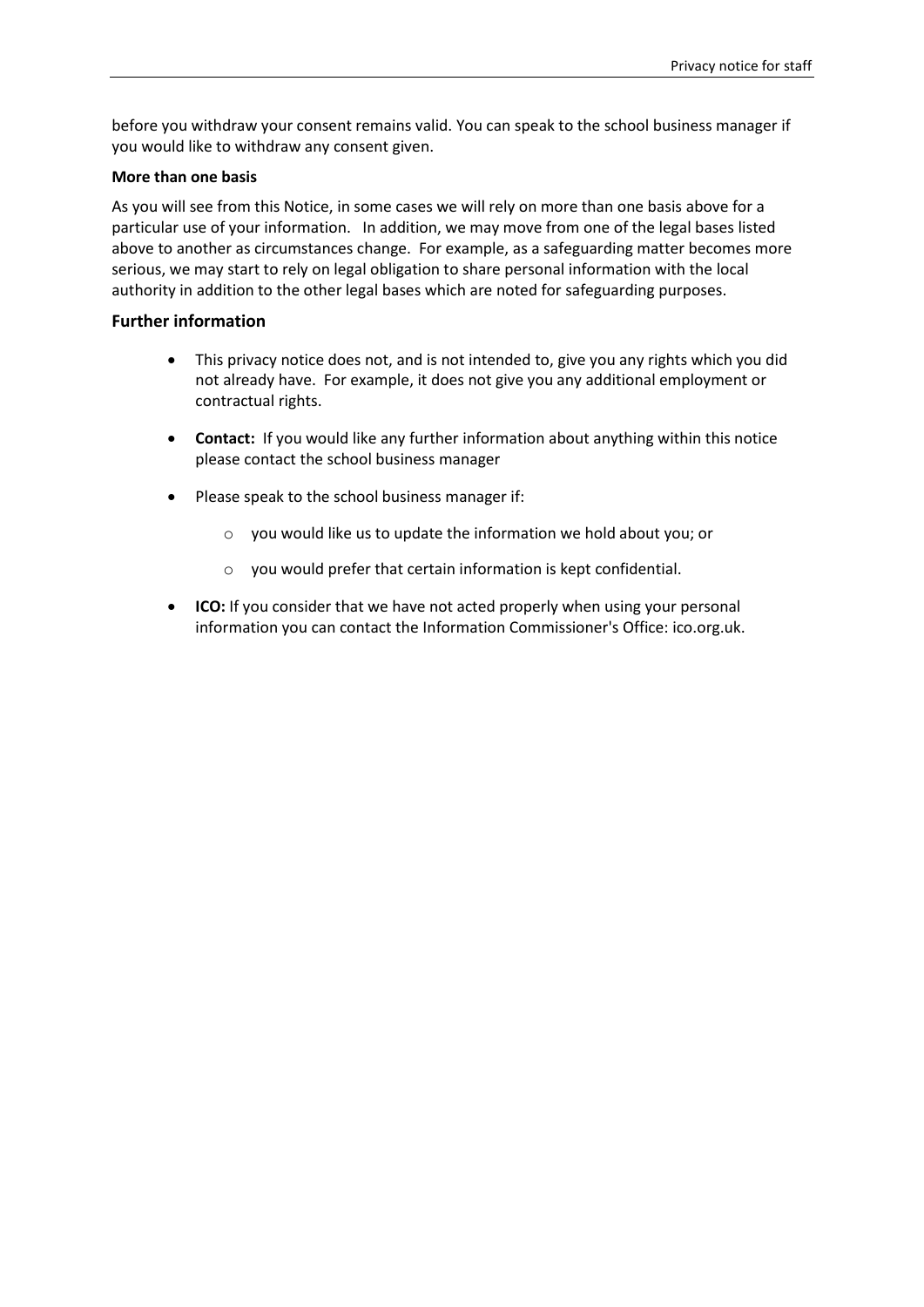before you withdraw your consent remains valid. You can speak to the school business manager if you would like to withdraw any consent given.

**More than one basis**

As you will see from this Notice, in some cases we will rely on more than one basis above for a particular use of your information. In addition, we may move from one of the legal bases listed above to another as circumstances change. For example, as a safeguarding matter becomes more serious, we may start to rely on legal obligation to share personal information with the local authority in addition to the other legal bases which are noted for safeguarding purposes.

## Further information

- This privacy notice does not, and is not intended to, give you any rights which you did not already have. For example, it does not give you any additional employment or contractual rights.
- **Contact:** If you would like any further information about anything within this notice please contact the school business manager
- Please speak to the school business manager if:
  - you would like us to update the information we hold about you; or
  - you would prefer that certain information is kept confidential.
- **ICO:** If you consider that we have not acted properly when using your personal information you can contact the Information Commissioner's Office: ico.org.uk.